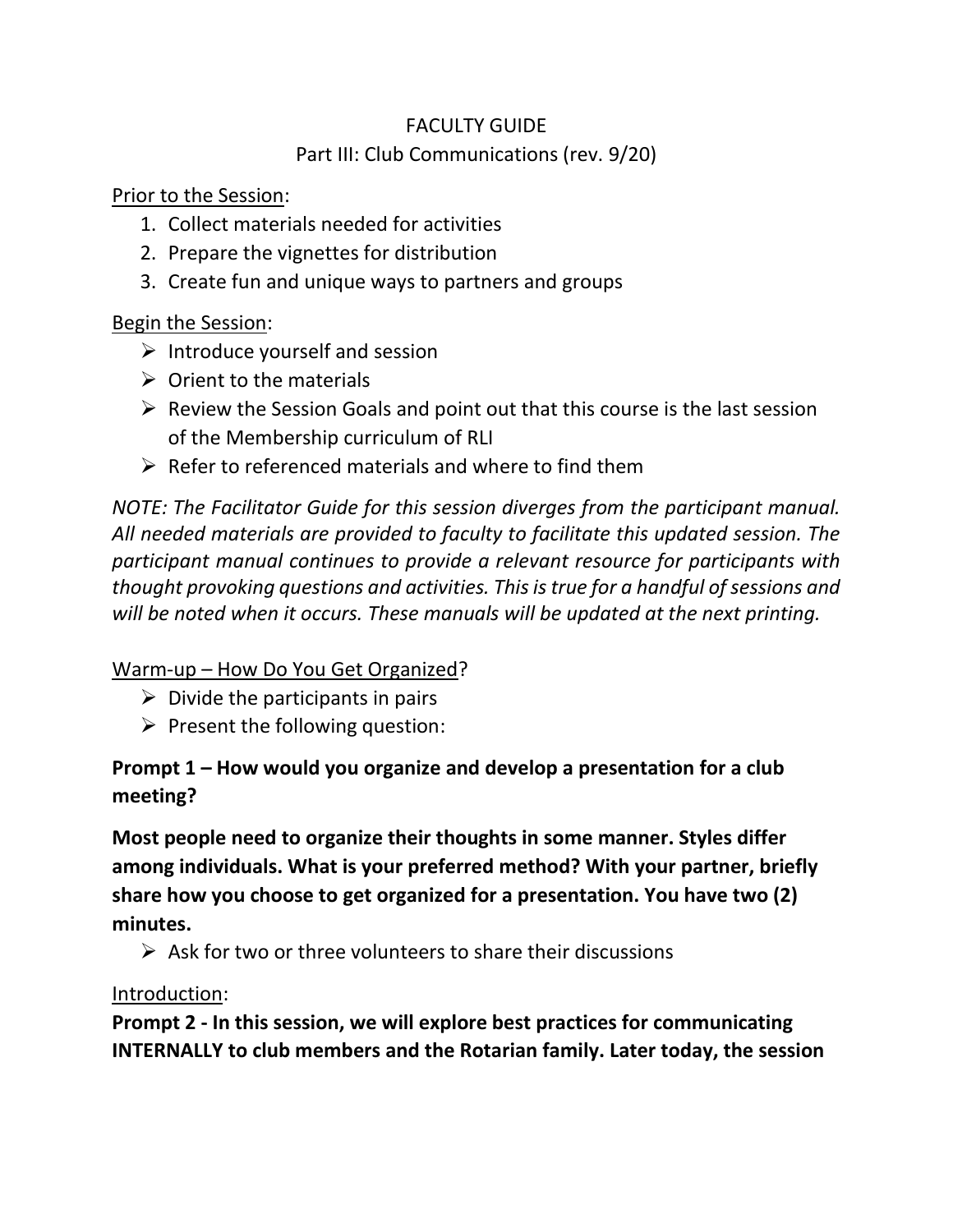# FACULTY GUIDE

## Part III: Club Communications (rev. 9/20)

<u>Prior to the Session</u>:

1. Collect materials needed for activities
2. Prepare the vignettes for distribution
3. Create fun and unique ways to partners and groups

<u>Begin the Session</u>:

- Introduce yourself and session
- Orient to the materials
- Review the Session Goals and point out that this course is the last session of the Membership curriculum of RLI
- Refer to referenced materials and where to find them

*NOTE: The Facilitator Guide for this session diverges from the participant manual. All needed materials are provided to faculty to facilitate this updated session. The participant manual continues to provide a relevant resource for participants with thought provoking questions and activities. This is true for a handful of sessions and will be noted when it occurs. These manuals will be updated at the next printing.*

<u>Warm-up – How Do You Get Organized</u>?

- Divide the participants in pairs
- Present the following question:

**Prompt 1 – How would you organize and develop a presentation for a club meeting?**

**Most people need to organize their thoughts in some manner. Styles differ among individuals. What is your preferred method? With your partner, briefly share how you choose to get organized for a presentation. You have two (2) minutes.**

- Ask for two or three volunteers to share their discussions

<u>Introduction</u>:

**Prompt 2 - In this session, we will explore best practices for communicating INTERNALLY to club members and the Rotarian family. Later today, the session**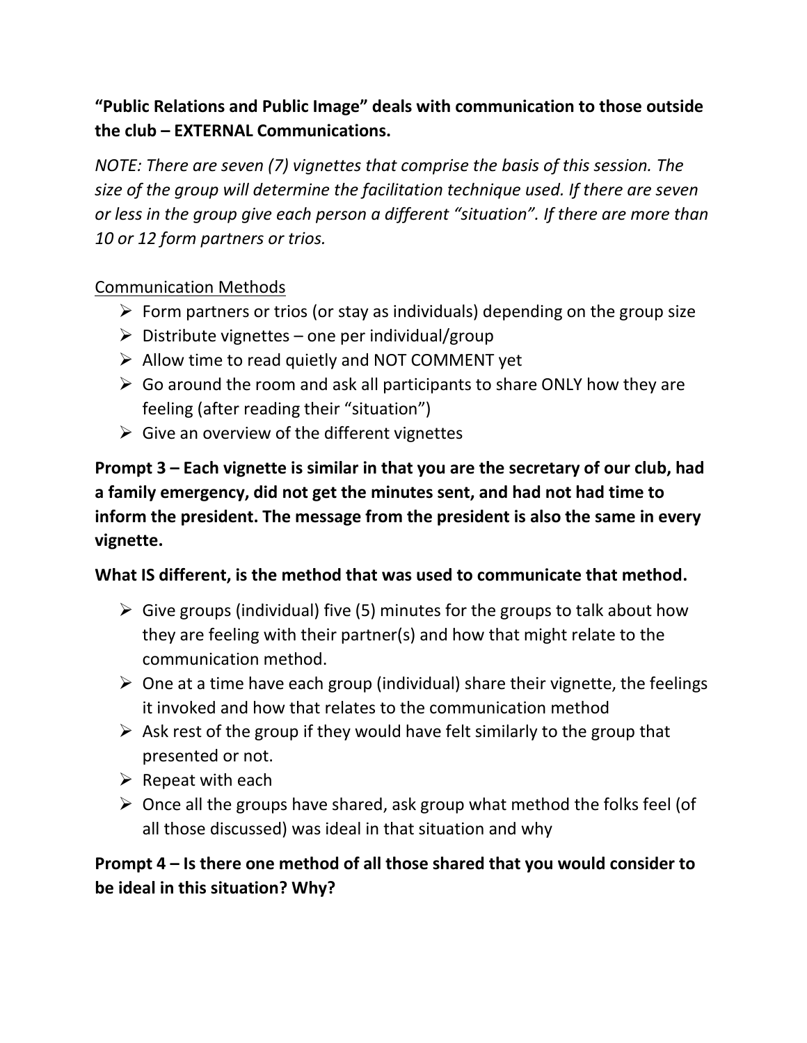**"Public Relations and Public Image" deals with communication to those outside the club – EXTERNAL Communications.**

*NOTE: There are seven (7) vignettes that comprise the basis of this session. The size of the group will determine the facilitation technique used. If there are seven or less in the group give each person a different "situation". If there are more than 10 or 12 form partners or trios.*

<u>Communication Methods</u>

- Form partners or trios (or stay as individuals) depending on the group size
- Distribute vignettes – one per individual/group
- Allow time to read quietly and NOT COMMENT yet
- Go around the room and ask all participants to share ONLY how they are feeling (after reading their "situation")
- Give an overview of the different vignettes

**Prompt 3 – Each vignette is similar in that you are the secretary of our club, had a family emergency, did not get the minutes sent, and had not had time to inform the president. The message from the president is also the same in every vignette.**

**What IS different, is the method that was used to communicate that method.**

- Give groups (individual) five (5) minutes for the groups to talk about how they are feeling with their partner(s) and how that might relate to the communication method.
- One at a time have each group (individual) share their vignette, the feelings it invoked and how that relates to the communication method
- Ask rest of the group if they would have felt similarly to the group that presented or not.
- Repeat with each
- Once all the groups have shared, ask group what method the folks feel (of all those discussed) was ideal in that situation and why

**Prompt 4 – Is there one method of all those shared that you would consider to be ideal in this situation? Why?**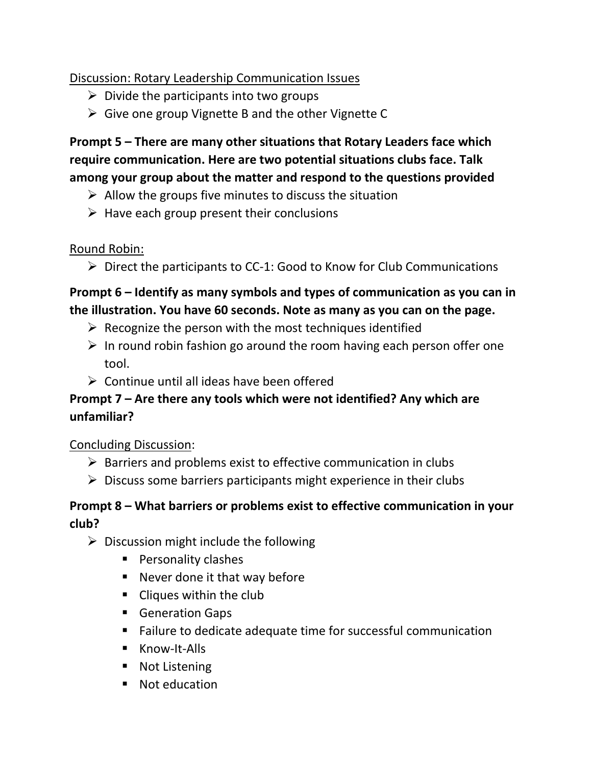<u>Discussion: Rotary Leadership Communication Issues</u>

- Divide the participants into two groups
- Give one group Vignette B and the other Vignette C

**Prompt 5 – There are many other situations that Rotary Leaders face which require communication. Here are two potential situations clubs face. Talk among your group about the matter and respond to the questions provided**

- Allow the groups five minutes to discuss the situation
- Have each group present their conclusions

<u>Round Robin:</u>

- Direct the participants to CC-1: Good to Know for Club Communications

**Prompt 6 – Identify as many symbols and types of communication as you can in the illustration. You have 60 seconds. Note as many as you can on the page.**

- Recognize the person with the most techniques identified
- In round robin fashion go around the room having each person offer one tool.
- Continue until all ideas have been offered

**Prompt 7 – Are there any tools which were not identified? Any which are unfamiliar?**

<u>Concluding Discussion</u>:

- Barriers and problems exist to effective communication in clubs
- Discuss some barriers participants might experience in their clubs

**Prompt 8 – What barriers or problems exist to effective communication in your club?**

- Discussion might include the following
  - Personality clashes
  - Never done it that way before
  - Cliques within the club
  - Generation Gaps
  - Failure to dedicate adequate time for successful communication
  - Know-It-Alls
  - Not Listening
  - Not education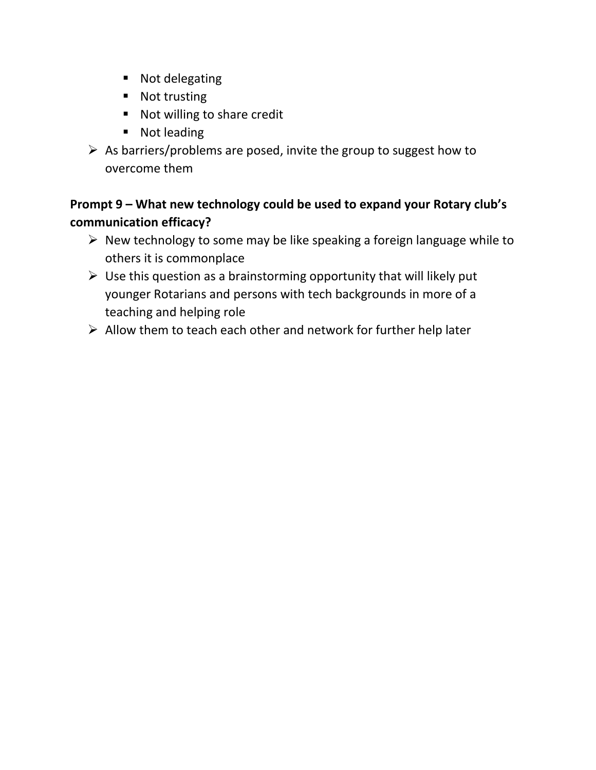- Not delegating
    - Not trusting
    - Not willing to share credit
    - Not leading
- As barriers/problems are posed, invite the group to suggest how to overcome them

**Prompt 9 – What new technology could be used to expand your Rotary club's communication efficacy?**

- New technology to some may be like speaking a foreign language while to others it is commonplace
- Use this question as a brainstorming opportunity that will likely put younger Rotarians and persons with tech backgrounds in more of a teaching and helping role
- Allow them to teach each other and network for further help later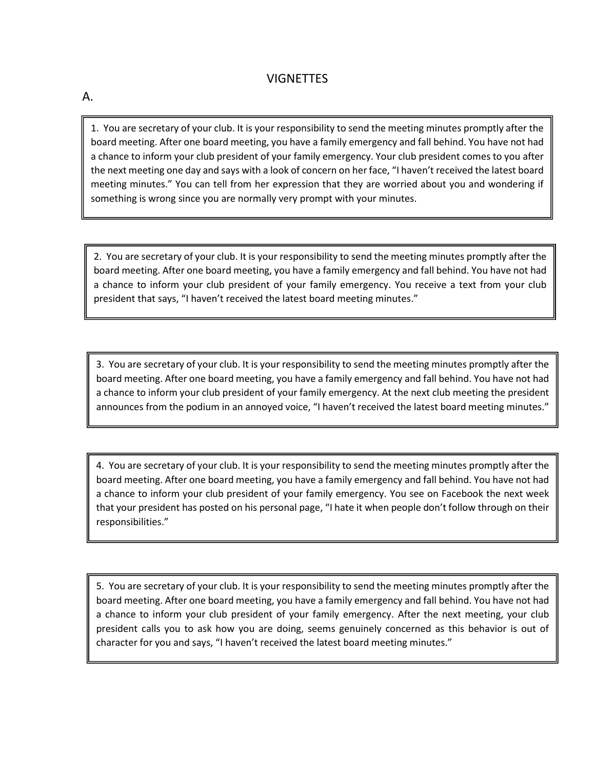# VIGNETTES

## A.

1. You are secretary of your club. It is your responsibility to send the meeting minutes promptly after the board meeting. After one board meeting, you have a family emergency and fall behind. You have not had a chance to inform your club president of your family emergency. Your club president comes to you after the next meeting one day and says with a look of concern on her face, "I haven't received the latest board meeting minutes." You can tell from her expression that they are worried about you and wondering if something is wrong since you are normally very prompt with your minutes.

2. You are secretary of your club. It is your responsibility to send the meeting minutes promptly after the board meeting. After one board meeting, you have a family emergency and fall behind. You have not had a chance to inform your club president of your family emergency. You receive a text from your club president that says, "I haven't received the latest board meeting minutes."

3. You are secretary of your club. It is your responsibility to send the meeting minutes promptly after the board meeting. After one board meeting, you have a family emergency and fall behind. You have not had a chance to inform your club president of your family emergency. At the next club meeting the president announces from the podium in an annoyed voice, "I haven't received the latest board meeting minutes."

4. You are secretary of your club. It is your responsibility to send the meeting minutes promptly after the board meeting. After one board meeting, you have a family emergency and fall behind. You have not had a chance to inform your club president of your family emergency. You see on Facebook the next week that your president has posted on his personal page, "I hate it when people don't follow through on their responsibilities."

5. You are secretary of your club. It is your responsibility to send the meeting minutes promptly after the board meeting. After one board meeting, you have a family emergency and fall behind. You have not had a chance to inform your club president of your family emergency. After the next meeting, your club president calls you to ask how you are doing, seems genuinely concerned as this behavior is out of character for you and says, "I haven't received the latest board meeting minutes."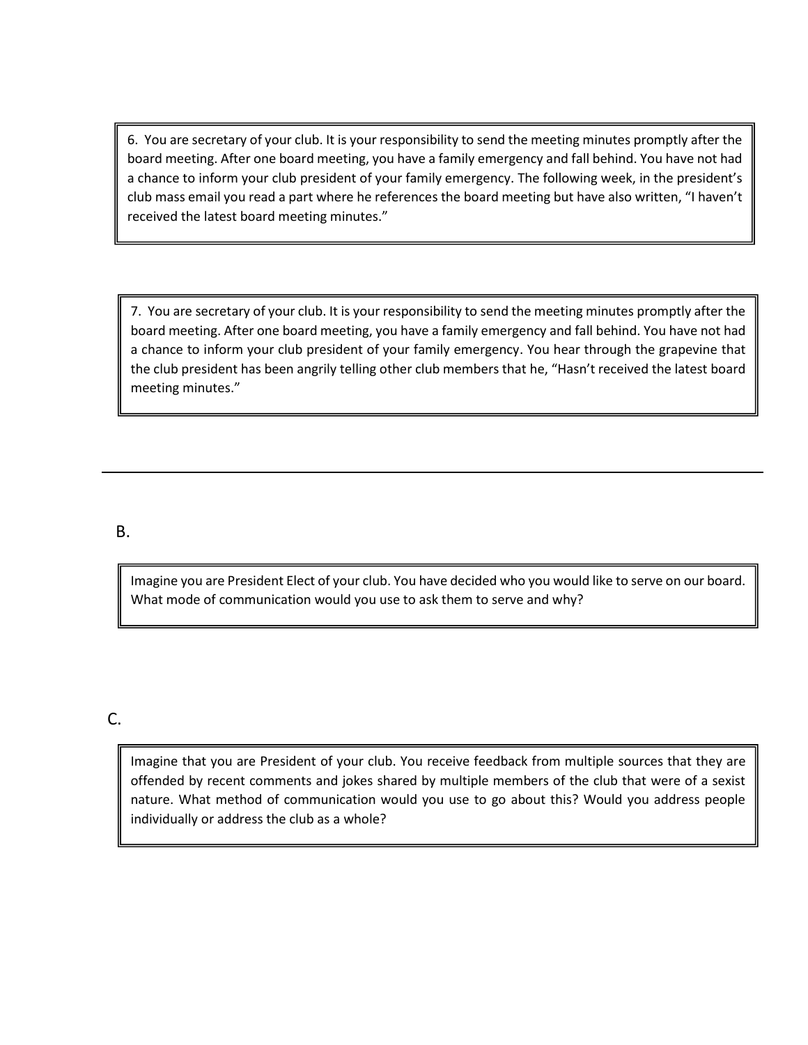6. You are secretary of your club. It is your responsibility to send the meeting minutes promptly after the board meeting. After one board meeting, you have a family emergency and fall behind. You have not had a chance to inform your club president of your family emergency. The following week, in the president's club mass email you read a part where he references the board meeting but have also written, "I haven't received the latest board meeting minutes."

7. You are secretary of your club. It is your responsibility to send the meeting minutes promptly after the board meeting. After one board meeting, you have a family emergency and fall behind. You have not had a chance to inform your club president of your family emergency. You hear through the grapevine that the club president has been angrily telling other club members that he, "Hasn't received the latest board meeting minutes."

---

B.

Imagine you are President Elect of your club. You have decided who you would like to serve on our board. What mode of communication would you use to ask them to serve and why?

C.

Imagine that you are President of your club. You receive feedback from multiple sources that they are offended by recent comments and jokes shared by multiple members of the club that were of a sexist nature. What method of communication would you use to go about this? Would you address people individually or address the club as a whole?